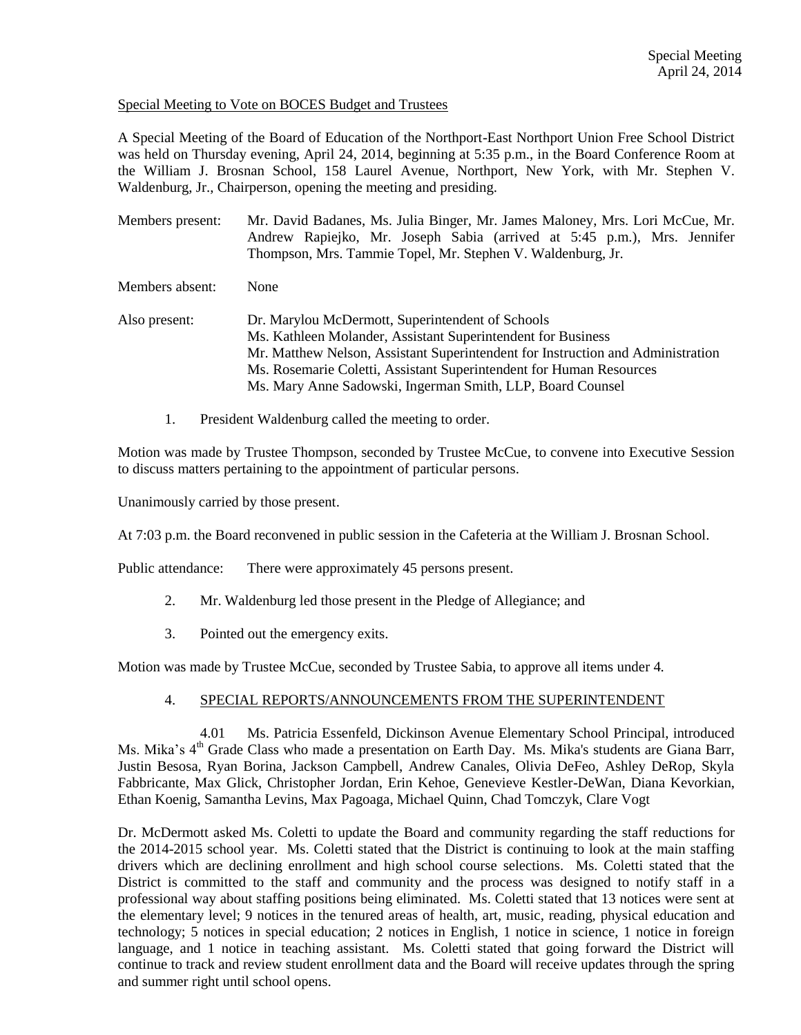Special Meeting
April 24, 2014

Special Meeting to Vote on BOCES Budget and Trustees

A Special Meeting of the Board of Education of the Northport-East Northport Union Free School District was held on Thursday evening, April 24, 2014, beginning at 5:35 p.m., in the Board Conference Room at the William J. Brosnan School, 158 Laurel Avenue, Northport, New York, with Mr. Stephen V. Waldenburg, Jr., Chairperson, opening the meeting and presiding.

Members present: Mr. David Badanes, Ms. Julia Binger, Mr. James Maloney, Mrs. Lori McCue, Mr. Andrew Rapiejko, Mr. Joseph Sabia (arrived at 5:45 p.m.), Mrs. Jennifer Thompson, Mrs. Tammie Topel, Mr. Stephen V. Waldenburg, Jr.

Members absent: None

Also present: Dr. Marylou McDermott, Superintendent of Schools
Ms. Kathleen Molander, Assistant Superintendent for Business
Mr. Matthew Nelson, Assistant Superintendent for Instruction and Administration
Ms. Rosemarie Coletti, Assistant Superintendent for Human Resources
Ms. Mary Anne Sadowski, Ingerman Smith, LLP, Board Counsel

1. President Waldenburg called the meeting to order.

Motion was made by Trustee Thompson, seconded by Trustee McCue, to convene into Executive Session to discuss matters pertaining to the appointment of particular persons.

Unanimously carried by those present.

At 7:03 p.m. the Board reconvened in public session in the Cafeteria at the William J. Brosnan School.

Public attendance: There were approximately 45 persons present.

2. Mr. Waldenburg led those present in the Pledge of Allegiance; and

3. Pointed out the emergency exits.

Motion was made by Trustee McCue, seconded by Trustee Sabia, to approve all items under 4.

4. SPECIAL REPORTS/ANNOUNCEMENTS FROM THE SUPERINTENDENT

4.01 Ms. Patricia Essenfeld, Dickinson Avenue Elementary School Principal, introduced Ms. Mika's 4th Grade Class who made a presentation on Earth Day. Ms. Mika's students are Giana Barr, Justin Besosa, Ryan Borina, Jackson Campbell, Andrew Canales, Olivia DeFeo, Ashley DeRop, Skyla Fabbricante, Max Glick, Christopher Jordan, Erin Kehoe, Genevieve Kestler-DeWan, Diana Kevorkian, Ethan Koenig, Samantha Levins, Max Pagoaga, Michael Quinn, Chad Tomczyk, Clare Vogt

Dr. McDermott asked Ms. Coletti to update the Board and community regarding the staff reductions for the 2014-2015 school year. Ms. Coletti stated that the District is continuing to look at the main staffing drivers which are declining enrollment and high school course selections. Ms. Coletti stated that the District is committed to the staff and community and the process was designed to notify staff in a professional way about staffing positions being eliminated. Ms. Coletti stated that 13 notices were sent at the elementary level; 9 notices in the tenured areas of health, art, music, reading, physical education and technology; 5 notices in special education; 2 notices in English, 1 notice in science, 1 notice in foreign language, and 1 notice in teaching assistant. Ms. Coletti stated that going forward the District will continue to track and review student enrollment data and the Board will receive updates through the spring and summer right until school opens.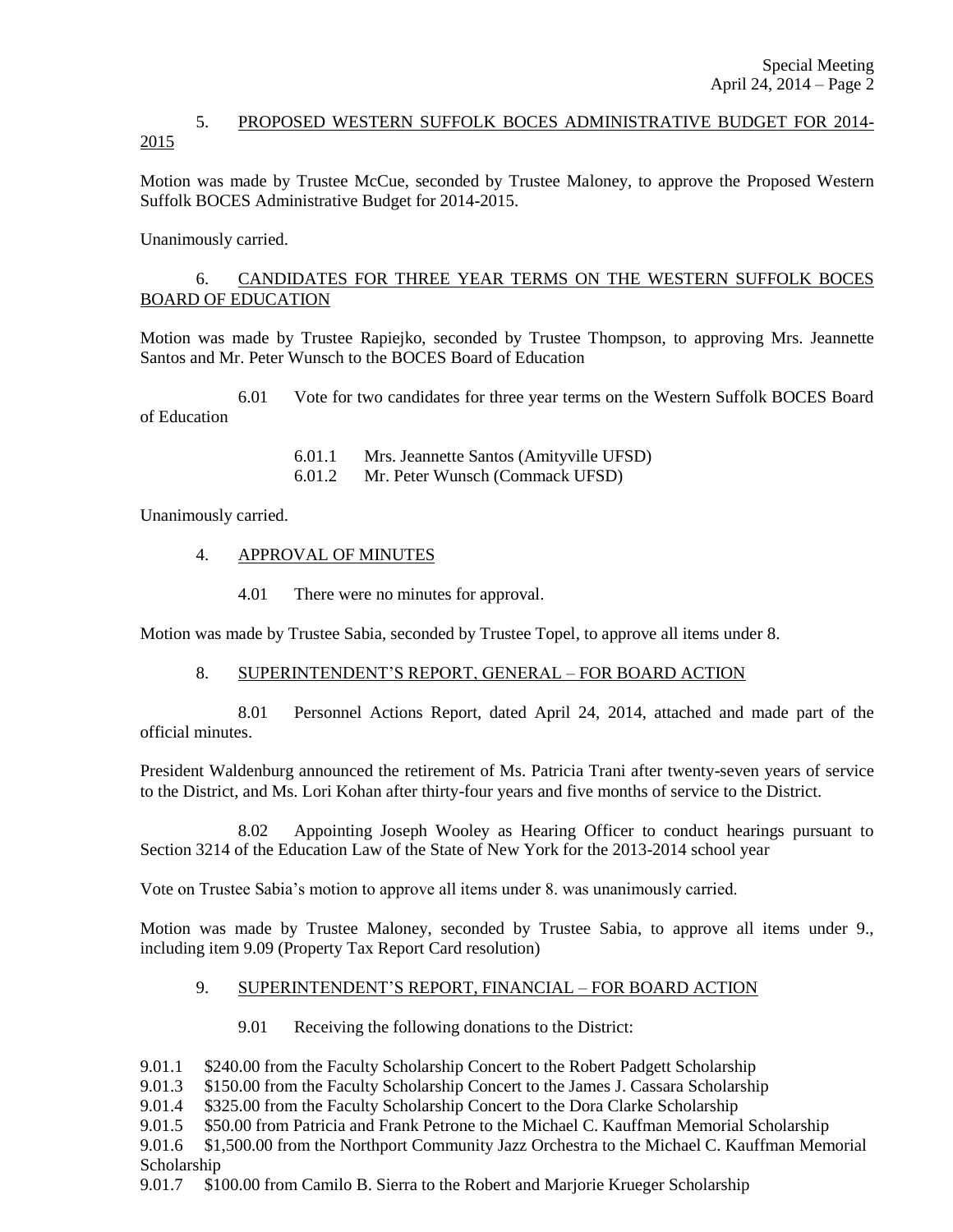5. PROPOSED WESTERN SUFFOLK BOCES ADMINISTRATIVE BUDGET FOR 2014-2015

Motion was made by Trustee McCue, seconded by Trustee Maloney, to approve the Proposed Western Suffolk BOCES Administrative Budget for 2014-2015.

Unanimously carried.

6. CANDIDATES FOR THREE YEAR TERMS ON THE WESTERN SUFFOLK BOCES BOARD OF EDUCATION

Motion was made by Trustee Rapiejko, seconded by Trustee Thompson, to approving Mrs. Jeannette Santos and Mr. Peter Wunsch to the BOCES Board of Education

6.01 Vote for two candidates for three year terms on the Western Suffolk BOCES Board of Education

6.01.1 Mrs. Jeannette Santos (Amityville UFSD)
6.01.2 Mr. Peter Wunsch (Commack UFSD)

Unanimously carried.

4. APPROVAL OF MINUTES

4.01 There were no minutes for approval.

Motion was made by Trustee Sabia, seconded by Trustee Topel, to approve all items under 8.

8. SUPERINTENDENT'S REPORT, GENERAL – FOR BOARD ACTION

8.01 Personnel Actions Report, dated April 24, 2014, attached and made part of the official minutes.

President Waldenburg announced the retirement of Ms. Patricia Trani after twenty-seven years of service to the District, and Ms. Lori Kohan after thirty-four years and five months of service to the District.

8.02 Appointing Joseph Wooley as Hearing Officer to conduct hearings pursuant to Section 3214 of the Education Law of the State of New York for the 2013-2014 school year

Vote on Trustee Sabia's motion to approve all items under 8. was unanimously carried.

Motion was made by Trustee Maloney, seconded by Trustee Sabia, to approve all items under 9., including item 9.09 (Property Tax Report Card resolution)

9. SUPERINTENDENT'S REPORT, FINANCIAL – FOR BOARD ACTION

9.01 Receiving the following donations to the District:

9.01.1 $240.00 from the Faculty Scholarship Concert to the Robert Padgett Scholarship
9.01.3 $150.00 from the Faculty Scholarship Concert to the James J. Cassara Scholarship
9.01.4 $325.00 from the Faculty Scholarship Concert to the Dora Clarke Scholarship
9.01.5 $50.00 from Patricia and Frank Petrone to the Michael C. Kauffman Memorial Scholarship
9.01.6 $1,500.00 from the Northport Community Jazz Orchestra to the Michael C. Kauffman Memorial Scholarship
9.01.7 $100.00 from Camilo B. Sierra to the Robert and Marjorie Krueger Scholarship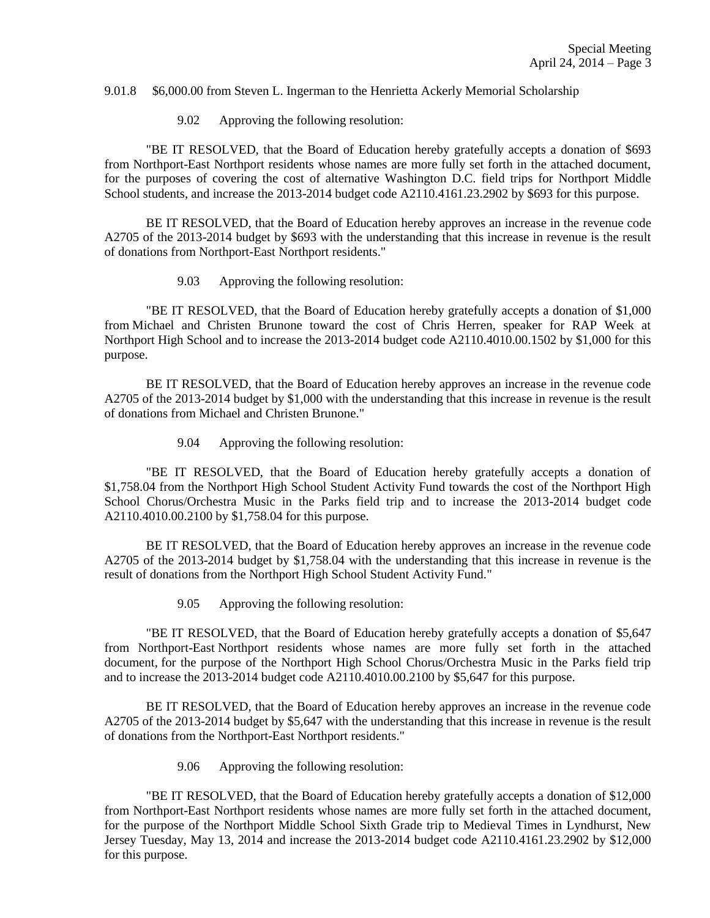9.01.8 $6,000.00 from Steven L. Ingerman to the Henrietta Ackerly Memorial Scholarship

9.02 Approving the following resolution:

"BE IT RESOLVED, that the Board of Education hereby gratefully accepts a donation of $693 from Northport-East Northport residents whose names are more fully set forth in the attached document, for the purposes of covering the cost of alternative Washington D.C. field trips for Northport Middle School students, and increase the 2013-2014 budget code A2110.4161.23.2902 by $693 for this purpose.

BE IT RESOLVED, that the Board of Education hereby approves an increase in the revenue code A2705 of the 2013-2014 budget by $693 with the understanding that this increase in revenue is the result of donations from Northport-East Northport residents."

9.03 Approving the following resolution:

"BE IT RESOLVED, that the Board of Education hereby gratefully accepts a donation of $1,000 from Michael and Christen Brunone toward the cost of Chris Herren, speaker for RAP Week at Northport High School and to increase the 2013-2014 budget code A2110.4010.00.1502 by $1,000 for this purpose.

BE IT RESOLVED, that the Board of Education hereby approves an increase in the revenue code A2705 of the 2013-2014 budget by $1,000 with the understanding that this increase in revenue is the result of donations from Michael and Christen Brunone."

9.04 Approving the following resolution:

"BE IT RESOLVED, that the Board of Education hereby gratefully accepts a donation of $1,758.04 from the Northport High School Student Activity Fund towards the cost of the Northport High School Chorus/Orchestra Music in the Parks field trip and to increase the 2013-2014 budget code A2110.4010.00.2100 by $1,758.04 for this purpose.

BE IT RESOLVED, that the Board of Education hereby approves an increase in the revenue code A2705 of the 2013-2014 budget by $1,758.04 with the understanding that this increase in revenue is the result of donations from the Northport High School Student Activity Fund."

9.05 Approving the following resolution:

"BE IT RESOLVED, that the Board of Education hereby gratefully accepts a donation of $5,647 from Northport-East Northport residents whose names are more fully set forth in the attached document, for the purpose of the Northport High School Chorus/Orchestra Music in the Parks field trip and to increase the 2013-2014 budget code A2110.4010.00.2100 by $5,647 for this purpose.

BE IT RESOLVED, that the Board of Education hereby approves an increase in the revenue code A2705 of the 2013-2014 budget by $5,647 with the understanding that this increase in revenue is the result of donations from the Northport-East Northport residents."

9.06 Approving the following resolution:

"BE IT RESOLVED, that the Board of Education hereby gratefully accepts a donation of $12,000 from Northport-East Northport residents whose names are more fully set forth in the attached document, for the purpose of the Northport Middle School Sixth Grade trip to Medieval Times in Lyndhurst, New Jersey Tuesday, May 13, 2014 and increase the 2013-2014 budget code A2110.4161.23.2902 by $12,000 for this purpose.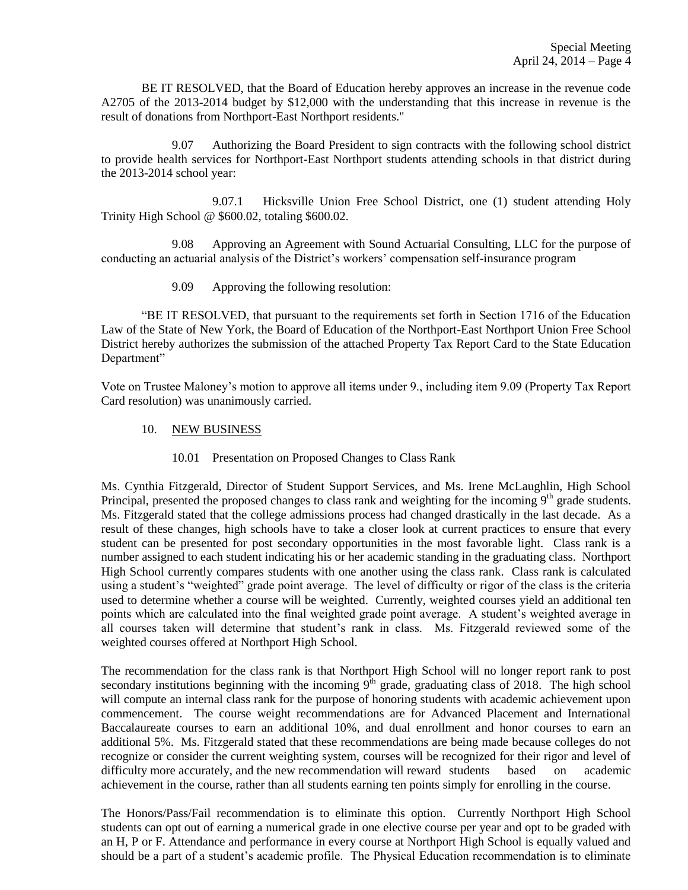BE IT RESOLVED, that the Board of Education hereby approves an increase in the revenue code A2705 of the 2013-2014 budget by $12,000 with the understanding that this increase in revenue is the result of donations from Northport-East Northport residents."

9.07 Authorizing the Board President to sign contracts with the following school district to provide health services for Northport-East Northport students attending schools in that district during the 2013-2014 school year:

9.07.1 Hicksville Union Free School District, one (1) student attending Holy Trinity High School @ $600.02, totaling $600.02.

9.08 Approving an Agreement with Sound Actuarial Consulting, LLC for the purpose of conducting an actuarial analysis of the District's workers' compensation self-insurance program

9.09 Approving the following resolution:

"BE IT RESOLVED, that pursuant to the requirements set forth in Section 1716 of the Education Law of the State of New York, the Board of Education of the Northport-East Northport Union Free School District hereby authorizes the submission of the attached Property Tax Report Card to the State Education Department"

Vote on Trustee Maloney's motion to approve all items under 9., including item 9.09 (Property Tax Report Card resolution) was unanimously carried.

10. NEW BUSINESS

10.01 Presentation on Proposed Changes to Class Rank

Ms. Cynthia Fitzgerald, Director of Student Support Services, and Ms. Irene McLaughlin, High School Principal, presented the proposed changes to class rank and weighting for the incoming 9th grade students. Ms. Fitzgerald stated that the college admissions process had changed drastically in the last decade. As a result of these changes, high schools have to take a closer look at current practices to ensure that every student can be presented for post secondary opportunities in the most favorable light. Class rank is a number assigned to each student indicating his or her academic standing in the graduating class. Northport High School currently compares students with one another using the class rank. Class rank is calculated using a student's "weighted" grade point average. The level of difficulty or rigor of the class is the criteria used to determine whether a course will be weighted. Currently, weighted courses yield an additional ten points which are calculated into the final weighted grade point average. A student's weighted average in all courses taken will determine that student's rank in class. Ms. Fitzgerald reviewed some of the weighted courses offered at Northport High School.

The recommendation for the class rank is that Northport High School will no longer report rank to post secondary institutions beginning with the incoming 9th grade, graduating class of 2018. The high school will compute an internal class rank for the purpose of honoring students with academic achievement upon commencement. The course weight recommendations are for Advanced Placement and International Baccalaureate courses to earn an additional 10%, and dual enrollment and honor courses to earn an additional 5%. Ms. Fitzgerald stated that these recommendations are being made because colleges do not recognize or consider the current weighting system, courses will be recognized for their rigor and level of difficulty more accurately, and the new recommendation will reward students based on academic achievement in the course, rather than all students earning ten points simply for enrolling in the course.

The Honors/Pass/Fail recommendation is to eliminate this option. Currently Northport High School students can opt out of earning a numerical grade in one elective course per year and opt to be graded with an H, P or F. Attendance and performance in every course at Northport High School is equally valued and should be a part of a student's academic profile. The Physical Education recommendation is to eliminate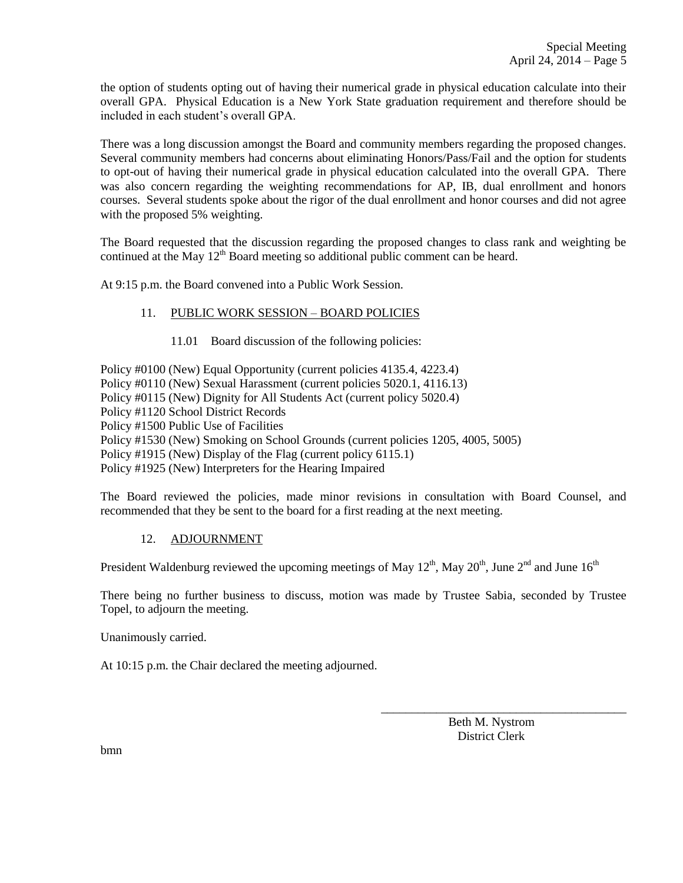the option of students opting out of having their numerical grade in physical education calculate into their overall GPA. Physical Education is a New York State graduation requirement and therefore should be included in each student's overall GPA.

There was a long discussion amongst the Board and community members regarding the proposed changes. Several community members had concerns about eliminating Honors/Pass/Fail and the option for students to opt-out of having their numerical grade in physical education calculated into the overall GPA. There was also concern regarding the weighting recommendations for AP, IB, dual enrollment and honors courses. Several students spoke about the rigor of the dual enrollment and honor courses and did not agree with the proposed 5% weighting.

The Board requested that the discussion regarding the proposed changes to class rank and weighting be continued at the May 12th Board meeting so additional public comment can be heard.

At 9:15 p.m. the Board convened into a Public Work Session.

11. PUBLIC WORK SESSION – BOARD POLICIES

    11.01 Board discussion of the following policies:

Policy #0100 (New) Equal Opportunity (current policies 4135.4, 4223.4)
Policy #0110 (New) Sexual Harassment (current policies 5020.1, 4116.13)
Policy #0115 (New) Dignity for All Students Act (current policy 5020.4)
Policy #1120 School District Records
Policy #1500 Public Use of Facilities
Policy #1530 (New) Smoking on School Grounds (current policies 1205, 4005, 5005)
Policy #1915 (New) Display of the Flag (current policy 6115.1)
Policy #1925 (New) Interpreters for the Hearing Impaired

The Board reviewed the policies, made minor revisions in consultation with Board Counsel, and recommended that they be sent to the board for a first reading at the next meeting.

12. ADJOURNMENT

President Waldenburg reviewed the upcoming meetings of May 12th, May 20th, June 2nd and June 16th

There being no further business to discuss, motion was made by Trustee Sabia, seconded by Trustee Topel, to adjourn the meeting.

Unanimously carried.

At 10:15 p.m. the Chair declared the meeting adjourned.

\_\_\_\_\_\_\_\_\_\_\_\_\_\_\_\_\_\_\_\_\_\_\_\_\_\_\_\_\_\_\_\_\_\_\_\_\_\_\_\_

Beth M. Nystrom
District Clerk

bmn